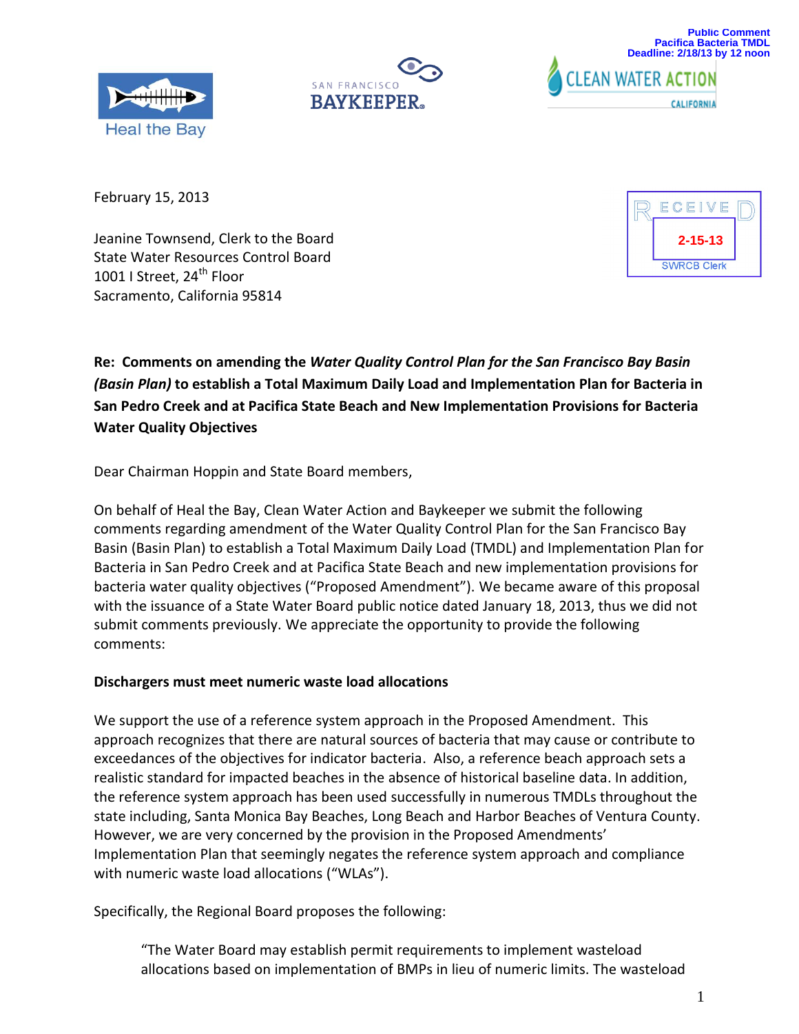Public Comment
Pacifica Bacteria TMDL
Deadline: 2/18/13 by 12 noon

Heal the Bay

SAN FRANCISCO BAYKEEPER

CLEAN WATER ACTION CALIFORNIA

RECEIVED
2-15-13
SWRCB Clerk

February 15, 2013

Jeanine Townsend, Clerk to the Board
State Water Resources Control Board
1001 I Street, 24th Floor
Sacramento, California 95814

**Re: Comments on amending the *Water Quality Control Plan for the San Francisco Bay Basin (Basin Plan)* to establish a Total Maximum Daily Load and Implementation Plan for Bacteria in San Pedro Creek and at Pacifica State Beach and New Implementation Provisions for Bacteria Water Quality Objectives**

Dear Chairman Hoppin and State Board members,

On behalf of Heal the Bay, Clean Water Action and Baykeeper we submit the following comments regarding amendment of the Water Quality Control Plan for the San Francisco Bay Basin (Basin Plan) to establish a Total Maximum Daily Load (TMDL) and Implementation Plan for Bacteria in San Pedro Creek and at Pacifica State Beach and new implementation provisions for bacteria water quality objectives ("Proposed Amendment"). We became aware of this proposal with the issuance of a State Water Board public notice dated January 18, 2013, thus we did not submit comments previously. We appreciate the opportunity to provide the following comments:

**Dischargers must meet numeric waste load allocations**

We support the use of a reference system approach in the Proposed Amendment. This approach recognizes that there are natural sources of bacteria that may cause or contribute to exceedances of the objectives for indicator bacteria. Also, a reference beach approach sets a realistic standard for impacted beaches in the absence of historical baseline data. In addition, the reference system approach has been used successfully in numerous TMDLs throughout the state including, Santa Monica Bay Beaches, Long Beach and Harbor Beaches of Ventura County. However, we are very concerned by the provision in the Proposed Amendments' Implementation Plan that seemingly negates the reference system approach and compliance with numeric waste load allocations ("WLAs").

Specifically, the Regional Board proposes the following:

> "The Water Board may establish permit requirements to implement wasteload allocations based on implementation of BMPs in lieu of numeric limits. The wasteload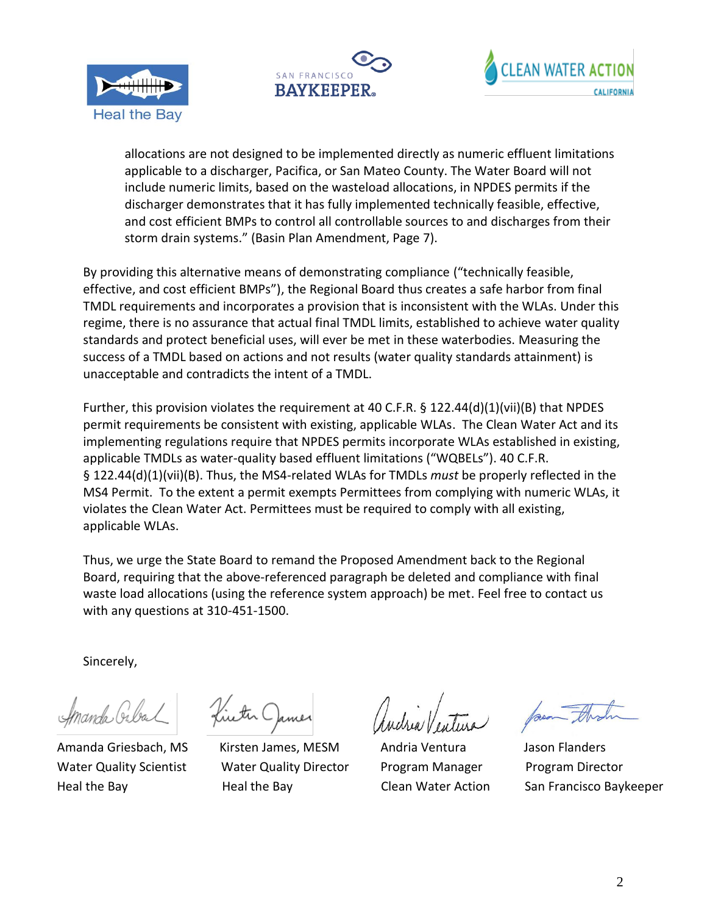allocations are not designed to be implemented directly as numeric effluent limitations applicable to a discharger, Pacifica, or San Mateo County. The Water Board will not include numeric limits, based on the wasteload allocations, in NPDES permits if the discharger demonstrates that it has fully implemented technically feasible, effective, and cost efficient BMPs to control all controllable sources to and discharges from their storm drain systems." (Basin Plan Amendment, Page 7).

By providing this alternative means of demonstrating compliance ("technically feasible, effective, and cost efficient BMPs"), the Regional Board thus creates a safe harbor from final TMDL requirements and incorporates a provision that is inconsistent with the WLAs. Under this regime, there is no assurance that actual final TMDL limits, established to achieve water quality standards and protect beneficial uses, will ever be met in these waterbodies. Measuring the success of a TMDL based on actions and not results (water quality standards attainment) is unacceptable and contradicts the intent of a TMDL.

Further, this provision violates the requirement at 40 C.F.R. § 122.44(d)(1)(vii)(B) that NPDES permit requirements be consistent with existing, applicable WLAs. The Clean Water Act and its implementing regulations require that NPDES permits incorporate WLAs established in existing, applicable TMDLs as water-quality based effluent limitations ("WQBELs"). 40 C.F.R. § 122.44(d)(1)(vii)(B). Thus, the MS4-related WLAs for TMDLs *must* be properly reflected in the MS4 Permit. To the extent a permit exempts Permittees from complying with numeric WLAs, it violates the Clean Water Act. Permittees must be required to comply with all existing, applicable WLAs.

Thus, we urge the State Board to remand the Proposed Amendment back to the Regional Board, requiring that the above-referenced paragraph be deleted and compliance with final waste load allocations (using the reference system approach) be met. Feel free to contact us with any questions at 310-451-1500.

Sincerely,

Amanda Griesbach, MS
Water Quality Scientist
Heal the Bay

Kirsten James, MESM
Water Quality Director
Heal the Bay

Andria Ventura
Program Manager
Clean Water Action

Jason Flanders
Program Director
San Francisco Baykeeper